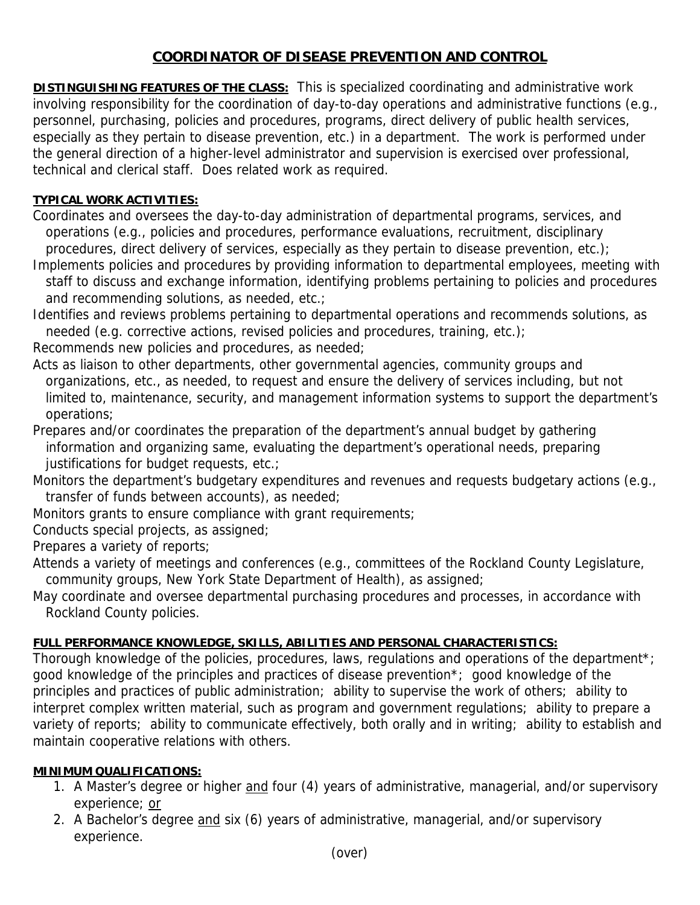# COORDINATOR OF DISEASE PREVENTION AND CONTROL

**DISTINGUISHING FEATURES OF THE CLASS:** This is specialized coordinating and administrative work involving responsibility for the coordination of day-to-day operations and administrative functions (e.g., personnel, purchasing, policies and procedures, programs, direct delivery of public health services, especially as they pertain to disease prevention, etc.) in a department. The work is performed under the general direction of a higher-level administrator and supervision is exercised over professional, technical and clerical staff. Does related work as required.

**TYPICAL WORK ACTIVITIES:**

Coordinates and oversees the day-to-day administration of departmental programs, services, and operations (e.g., policies and procedures, performance evaluations, recruitment, disciplinary procedures, direct delivery of services, especially as they pertain to disease prevention, etc.);

Implements policies and procedures by providing information to departmental employees, meeting with staff to discuss and exchange information, identifying problems pertaining to policies and procedures and recommending solutions, as needed, etc.;

Identifies and reviews problems pertaining to departmental operations and recommends solutions, as needed (e.g. corrective actions, revised policies and procedures, training, etc.);

Recommends new policies and procedures, as needed;

Acts as liaison to other departments, other governmental agencies, community groups and organizations, etc., as needed, to request and ensure the delivery of services including, but not limited to, maintenance, security, and management information systems to support the department's operations;

Prepares and/or coordinates the preparation of the department's annual budget by gathering information and organizing same, evaluating the department's operational needs, preparing justifications for budget requests, etc.;

Monitors the department's budgetary expenditures and revenues and requests budgetary actions (e.g., transfer of funds between accounts), as needed;

Monitors grants to ensure compliance with grant requirements;

Conducts special projects, as assigned;

Prepares a variety of reports;

Attends a variety of meetings and conferences (e.g., committees of the Rockland County Legislature, community groups, New York State Department of Health), as assigned;

May coordinate and oversee departmental purchasing procedures and processes, in accordance with Rockland County policies.

**FULL PERFORMANCE KNOWLEDGE, SKILLS, ABILITIES AND PERSONAL CHARACTERISTICS:**

Thorough knowledge of the policies, procedures, laws, regulations and operations of the department*; good knowledge of the principles and practices of disease prevention*; good knowledge of the principles and practices of public administration; ability to supervise the work of others; ability to interpret complex written material, such as program and government regulations; ability to prepare a variety of reports; ability to communicate effectively, both orally and in writing; ability to establish and maintain cooperative relations with others.

**MINIMUM QUALIFICATIONS:**

1. A Master's degree or higher and four (4) years of administrative, managerial, and/or supervisory experience; or
2. A Bachelor's degree and six (6) years of administrative, managerial, and/or supervisory experience.

(over)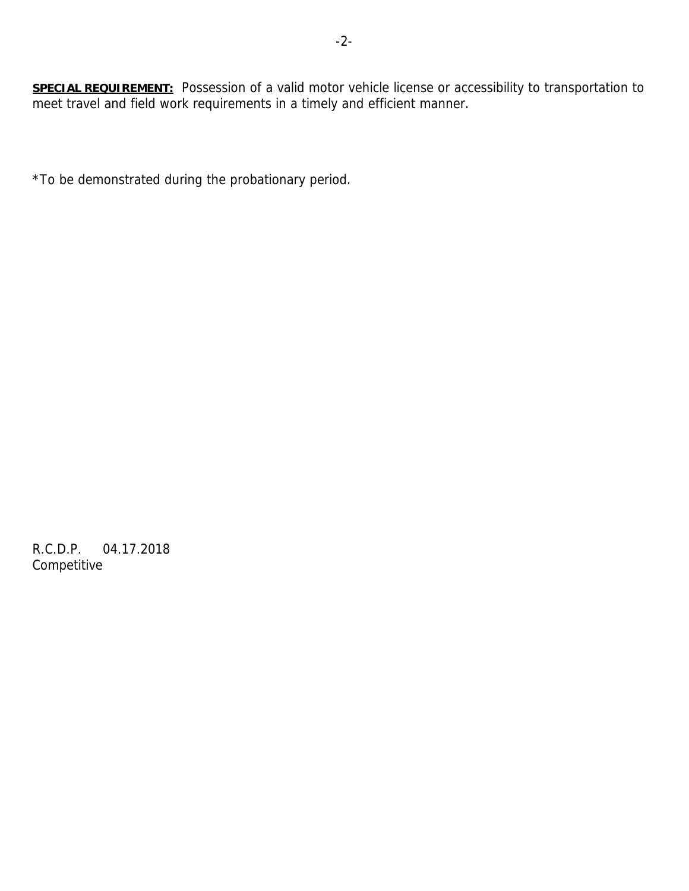**SPECIAL REQUIREMENT:** Possession of a valid motor vehicle license or accessibility to transportation to meet travel and field work requirements in a timely and efficient manner.

*To be demonstrated during the probationary period.

R.C.D.P. 04.17.2018
Competitive